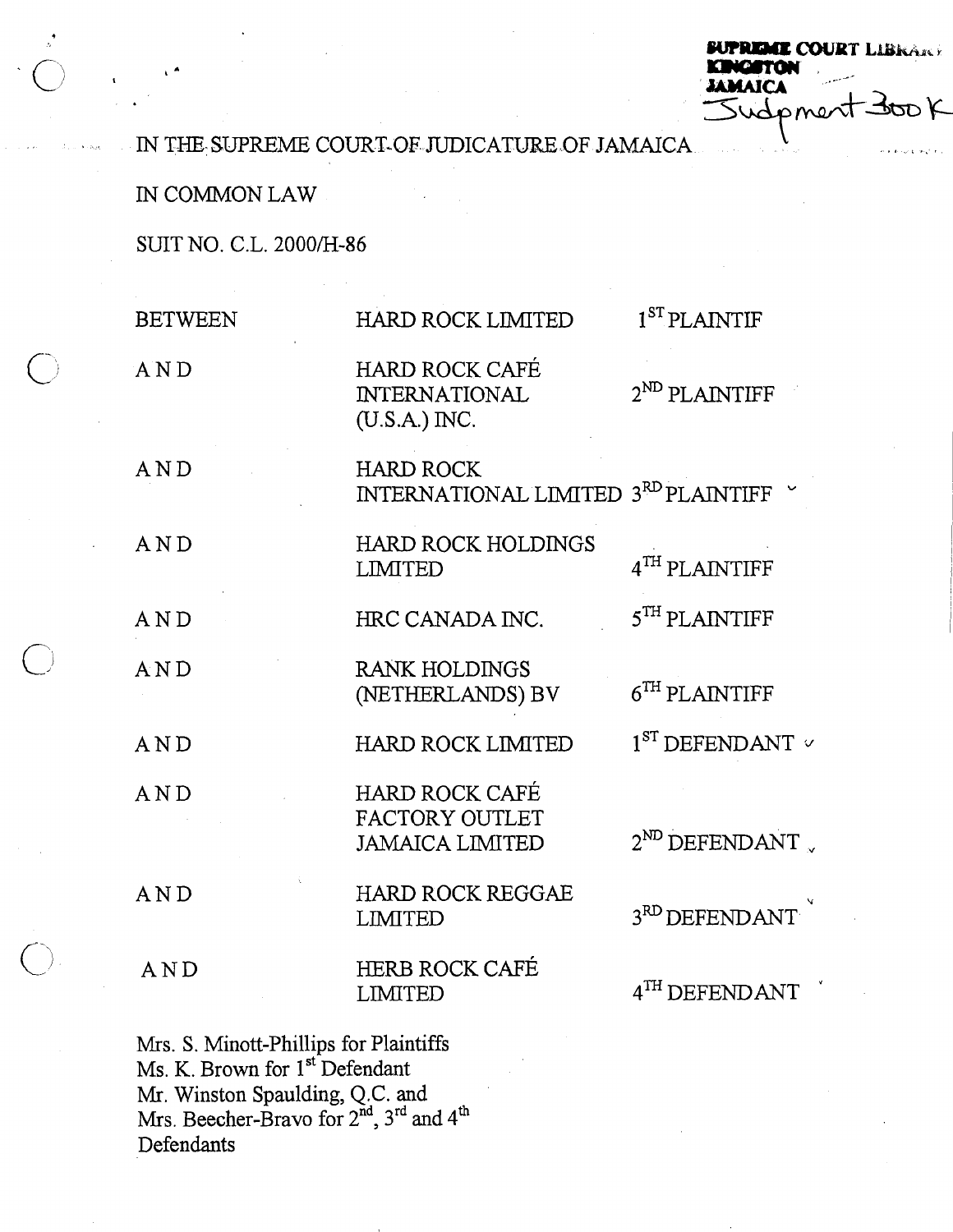SUPREME COURT LIBRARY
KINGSTON
JAMAICA
Judgment Book

IN THE SUPREME COURT OF JUDICATURE OF JAMAICA

IN COMMON LAW

SUIT NO. C.L. 2000/H-86

| | | |
|---|---|---|
| BETWEEN | HARD ROCK LIMITED | 1ST PLAINTIF |
| AND | HARD ROCK CAFÉ INTERNATIONAL (U.S.A.) INC. | 2ND PLAINTIFF |
| AND | HARD ROCK INTERNATIONAL LIMITED | 3RD PLAINTIFF |
| AND | HARD ROCK HOLDINGS LIMITED | 4TH PLAINTIFF |
| AND | HRC CANADA INC. | 5TH PLAINTIFF |
| AND | RANK HOLDINGS (NETHERLANDS) BV | 6TH PLAINTIFF |
| AND | HARD ROCK LIMITED | 1ST DEFENDANT |
| AND | HARD ROCK CAFÉ FACTORY OUTLET JAMAICA LIMITED | 2ND DEFENDANT |
| AND | HARD ROCK REGGAE LIMITED | 3RD DEFENDANT |
| AND | HERB ROCK CAFÉ LIMITED | 4TH DEFENDANT |

Mrs. S. Minott-Phillips for Plaintiffs
Ms. K. Brown for 1st Defendant
Mr. Winston Spaulding, Q.C. and
Mrs. Beecher-Bravo for 2nd, 3rd and 4th
Defendants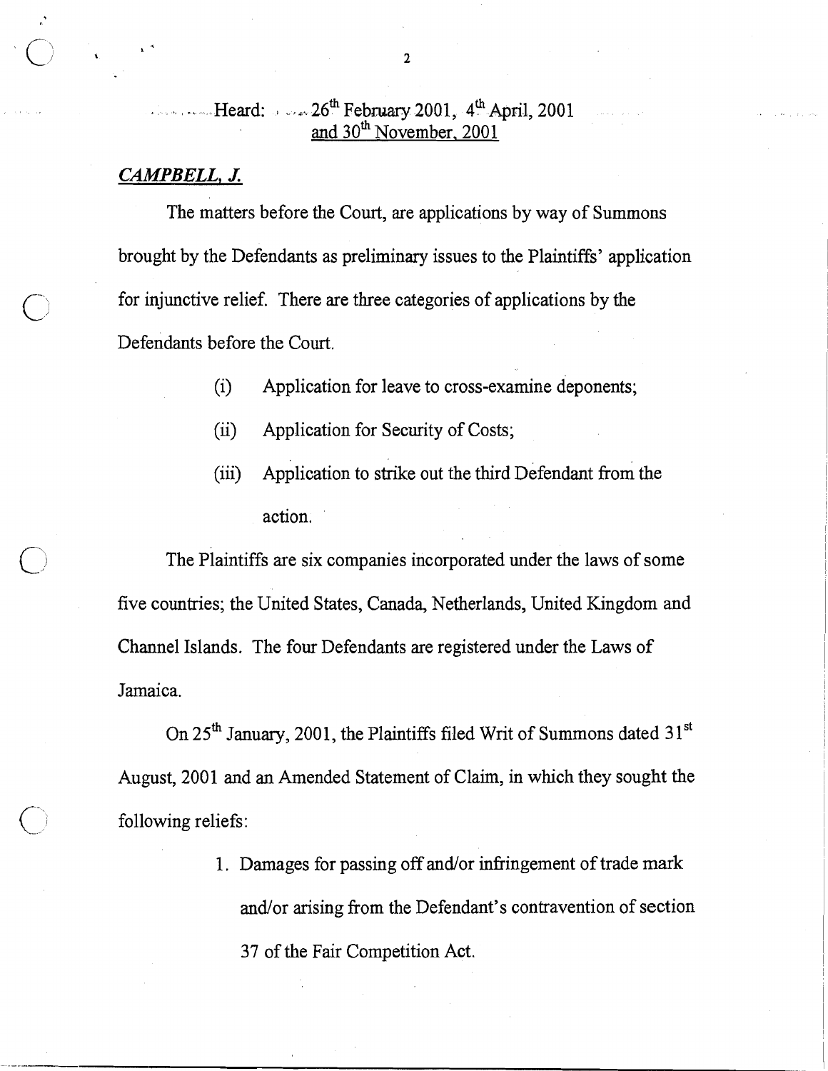Heard: 26th February 2001, 4th April, 2001 and 30th November, 2001

***CAMPBELL, J.***

The matters before the Court, are applications by way of Summons brought by the Defendants as preliminary issues to the Plaintiffs' application for injunctive relief. There are three categories of applications by the Defendants before the Court.

(i) Application for leave to cross-examine deponents;

(ii) Application for Security of Costs;

(iii) Application to strike out the third Defendant from the action.

The Plaintiffs are six companies incorporated under the laws of some five countries; the United States, Canada, Netherlands, United Kingdom and Channel Islands. The four Defendants are registered under the Laws of Jamaica.

On 25th January, 2001, the Plaintiffs filed Writ of Summons dated 31st August, 2001 and an Amended Statement of Claim, in which they sought the following reliefs:

1. Damages for passing off and/or infringement of trade mark and/or arising from the Defendant's contravention of section 37 of the Fair Competition Act.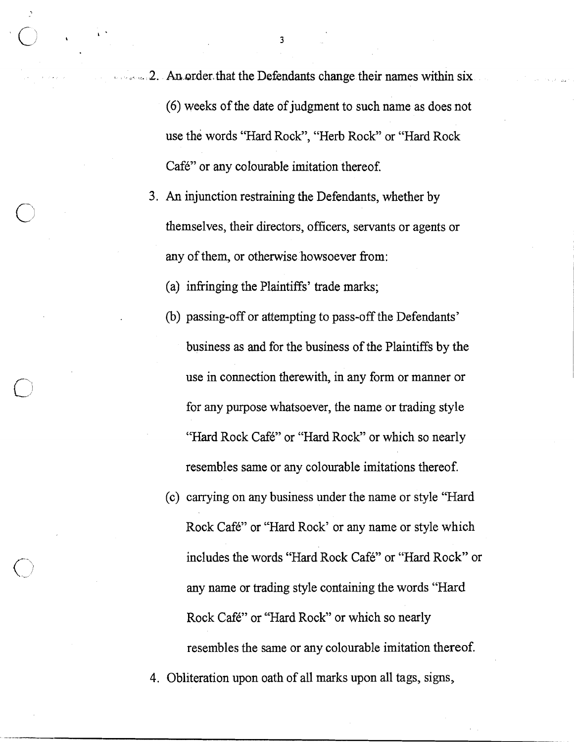2. An order that the Defendants change their names within six (6) weeks of the date of judgment to such name as does not use the words "Hard Rock", "Herb Rock" or "Hard Rock Café" or any colourable imitation thereof.

3. An injunction restraining the Defendants, whether by themselves, their directors, officers, servants or agents or any of them, or otherwise howsoever from:

   (a) infringing the Plaintiffs' trade marks;

   (b) passing-off or attempting to pass-off the Defendants' business as and for the business of the Plaintiffs by the use in connection therewith, in any form or manner or for any purpose whatsoever, the name or trading style "Hard Rock Café" or "Hard Rock" or which so nearly resembles same or any colourable imitations thereof.

   (c) carrying on any business under the name or style "Hard Rock Café" or "Hard Rock' or any name or style which includes the words "Hard Rock Café" or "Hard Rock" or any name or trading style containing the words "Hard Rock Café" or "Hard Rock" or which so nearly resembles the same or any colourable imitation thereof.

4. Obliteration upon oath of all marks upon all tags, signs,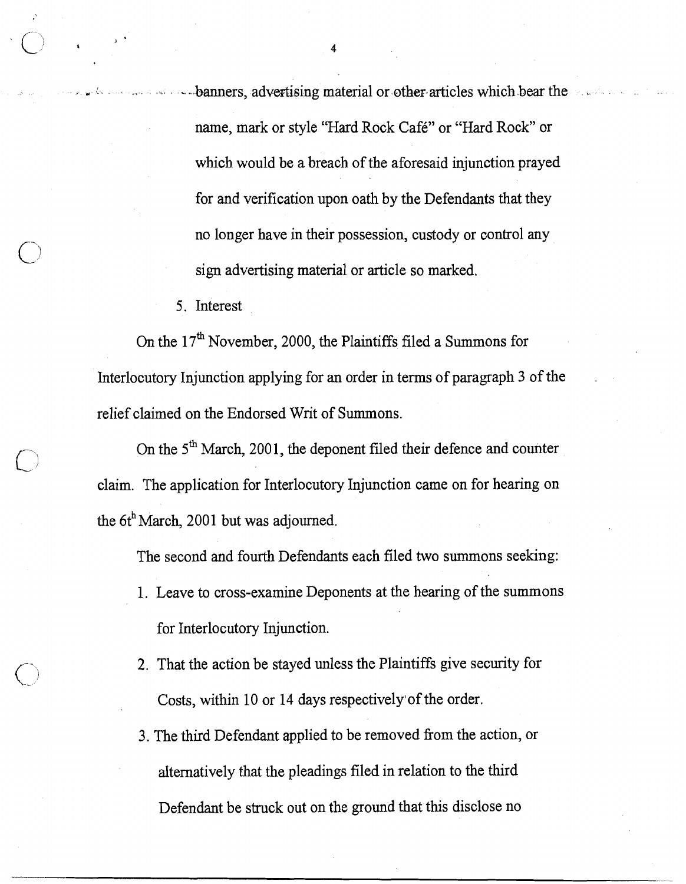banners, advertising material or other articles which bear the name, mark or style "Hard Rock Café" or "Hard Rock" or which would be a breach of the aforesaid injunction prayed for and verification upon oath by the Defendants that they no longer have in their possession, custody or control any sign advertising material or article so marked.

5. Interest

On the 17th November, 2000, the Plaintiffs filed a Summons for Interlocutory Injunction applying for an order in terms of paragraph 3 of the relief claimed on the Endorsed Writ of Summons.

On the 5th March, 2001, the deponent filed their defence and counter claim. The application for Interlocutory Injunction came on for hearing on the 6th March, 2001 but was adjourned.

The second and fourth Defendants each filed two summons seeking:

1. Leave to cross-examine Deponents at the hearing of the summons for Interlocutory Injunction.
2. That the action be stayed unless the Plaintiffs give security for Costs, within 10 or 14 days respectively of the order.
3. The third Defendant applied to be removed from the action, or alternatively that the pleadings filed in relation to the third Defendant be struck out on the ground that this disclose no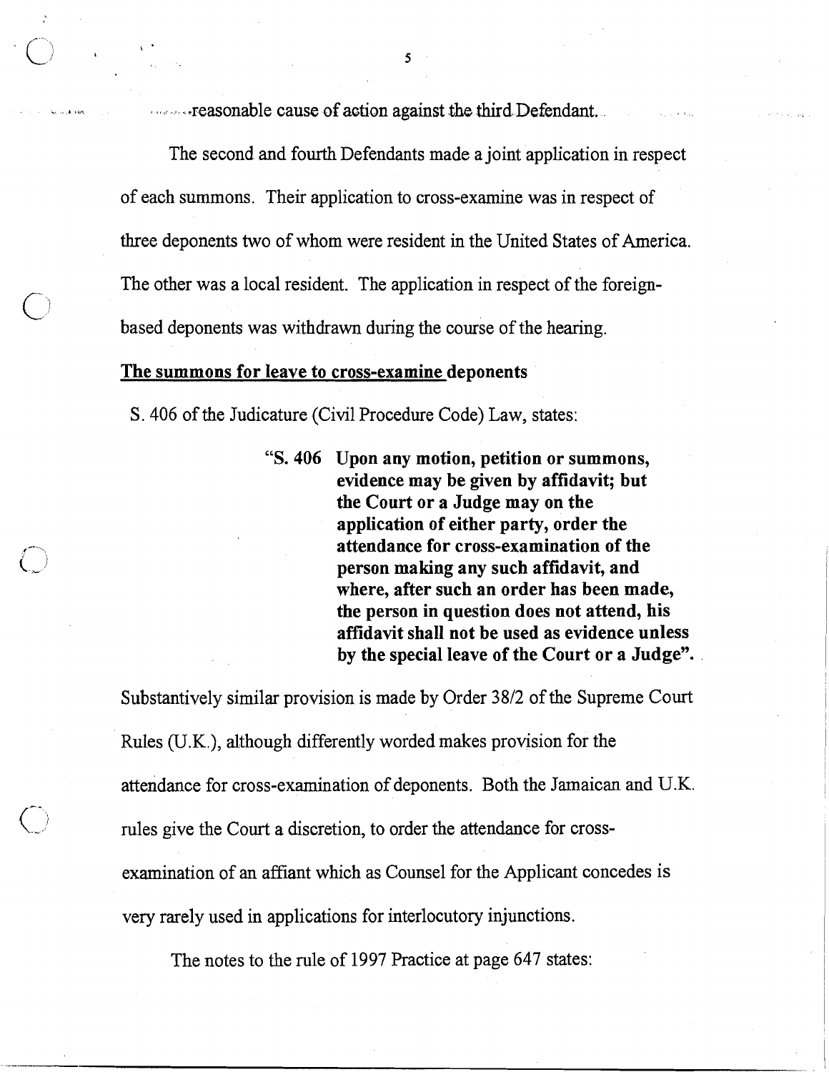reasonable cause of action against the third Defendant.

The second and fourth Defendants made a joint application in respect of each summons. Their application to cross-examine was in respect of three deponents two of whom were resident in the United States of America. The other was a local resident. The application in respect of the foreign-based deponents was withdrawn during the course of the hearing.

**The summons for leave to cross-examine deponents**

S. 406 of the Judicature (Civil Procedure Code) Law, states:

> **"S. 406 Upon any motion, petition or summons, evidence may be given by affidavit; but the Court or a Judge may on the application of either party, order the attendance for cross-examination of the person making any such affidavit, and where, after such an order has been made, the person in question does not attend, his affidavit shall not be used as evidence unless by the special leave of the Court or a Judge".**

Substantively similar provision is made by Order 38/2 of the Supreme Court Rules (U.K.), although differently worded makes provision for the attendance for cross-examination of deponents. Both the Jamaican and U.K. rules give the Court a discretion, to order the attendance for cross-examination of an affiant which as Counsel for the Applicant concedes is very rarely used in applications for interlocutory injunctions.

The notes to the rule of 1997 Practice at page 647 states: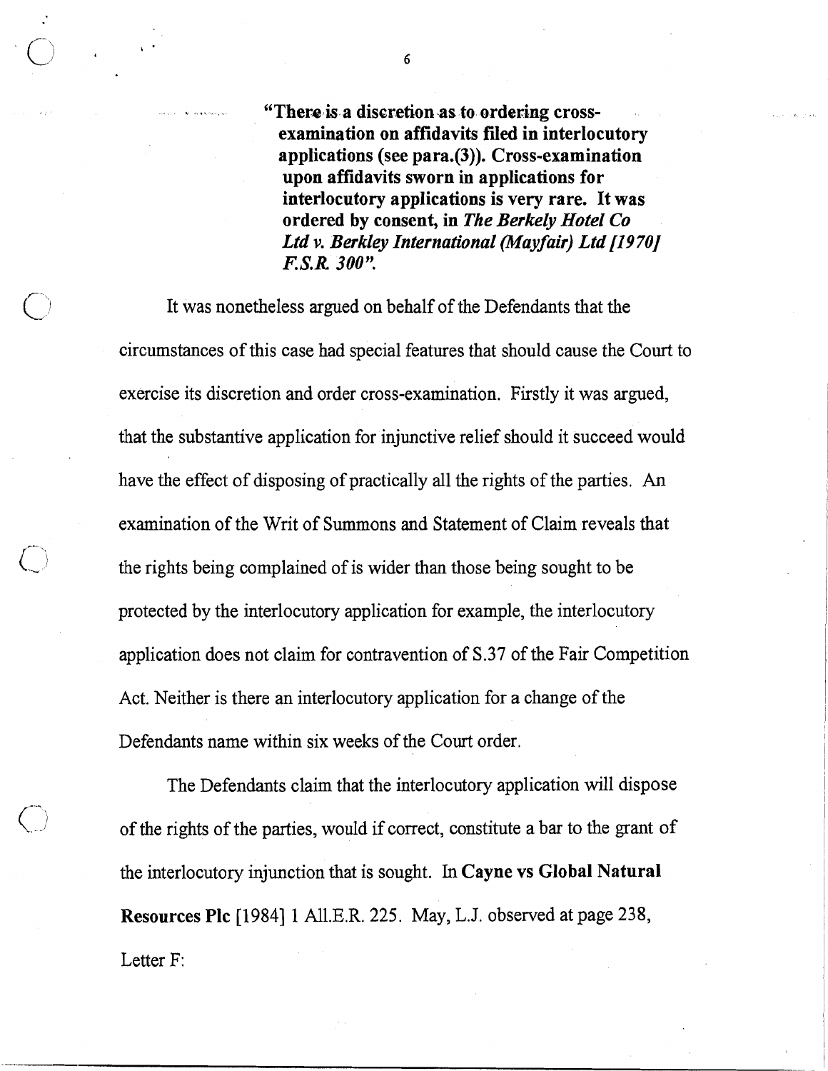> **"There is a discretion as to ordering cross-examination on affidavits filed in interlocutory applications (see para.(3)). Cross-examination upon affidavits sworn in applications for interlocutory applications is very rare. It was ordered by consent, in *The Berkely Hotel Co Ltd v. Berkley International (Mayfair) Ltd [1970] F.S.R. 300*".**

It was nonetheless argued on behalf of the Defendants that the circumstances of this case had special features that should cause the Court to exercise its discretion and order cross-examination. Firstly it was argued, that the substantive application for injunctive relief should it succeed would have the effect of disposing of practically all the rights of the parties. An examination of the Writ of Summons and Statement of Claim reveals that the rights being complained of is wider than those being sought to be protected by the interlocutory application for example, the interlocutory application does not claim for contravention of S.37 of the Fair Competition Act. Neither is there an interlocutory application for a change of the Defendants name within six weeks of the Court order.

The Defendants claim that the interlocutory application will dispose of the rights of the parties, would if correct, constitute a bar to the grant of the interlocutory injunction that is sought. In **Cayne vs Global Natural Resources Plc** [1984] 1 All.E.R. 225. May, L.J. observed at page 238, Letter F: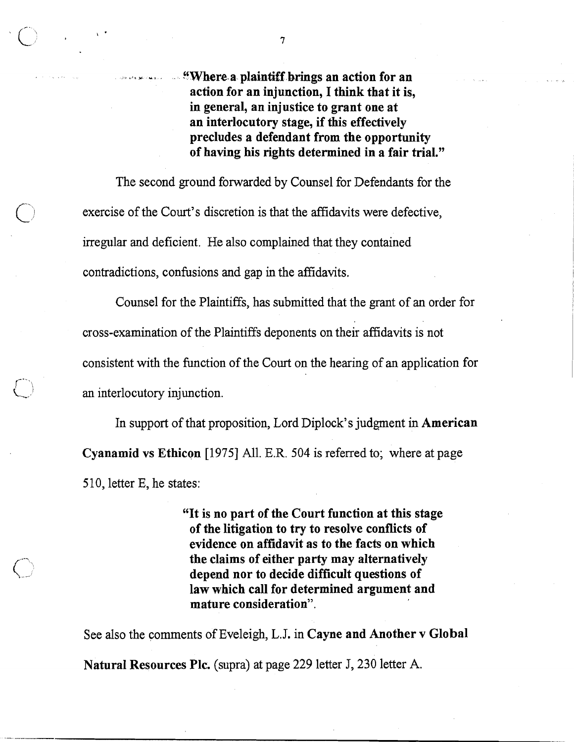> **"Where a plaintiff brings an action for an action for an injunction, I think that it is, in general, an injustice to grant one at an interlocutory stage, if this effectively precludes a defendant from the opportunity of having his rights determined in a fair trial."**

The second ground forwarded by Counsel for Defendants for the exercise of the Court's discretion is that the affidavits were defective, irregular and deficient. He also complained that they contained contradictions, confusions and gap in the affidavits.

Counsel for the Plaintiffs, has submitted that the grant of an order for cross-examination of the Plaintiffs deponents on their affidavits is not consistent with the function of the Court on the hearing of an application for an interlocutory injunction.

In support of that proposition, Lord Diplock's judgment in **American Cyanamid vs Ethicon** [1975] All. E.R. 504 is referred to; where at page 510, letter E, he states:

> **"It is no part of the Court function at this stage of the litigation to try to resolve conflicts of evidence on affidavit as to the facts on which the claims of either party may alternatively depend nor to decide difficult questions of law which call for determined argument and mature consideration".**

See also the comments of Eveleigh, L.J. in **Cayne and Another v Global Natural Resources Plc.** (supra) at page 229 letter J, 230 letter A.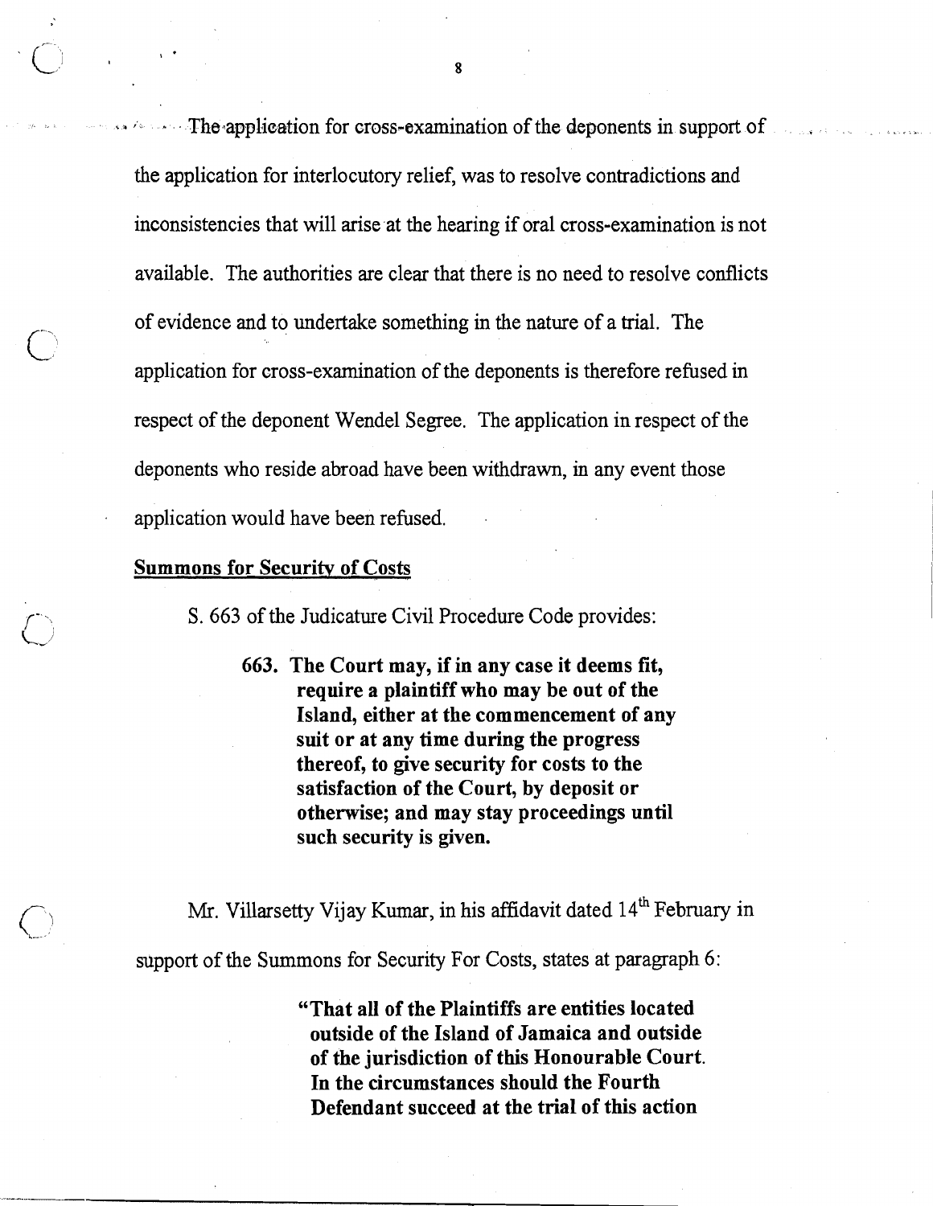The application for cross-examination of the deponents in support of the application for interlocutory relief, was to resolve contradictions and inconsistencies that will arise at the hearing if oral cross-examination is not available. The authorities are clear that there is no need to resolve conflicts of evidence and to undertake something in the nature of a trial. The application for cross-examination of the deponents is therefore refused in respect of the deponent Wendel Segree. The application in respect of the deponents who reside abroad have been withdrawn, in any event those application would have been refused.

**Summons for Security of Costs**

S. 663 of the Judicature Civil Procedure Code provides:

> **663. The Court may, if in any case it deems fit, require a plaintiff who may be out of the Island, either at the commencement of any suit or at any time during the progress thereof, to give security for costs to the satisfaction of the Court, by deposit or otherwise; and may stay proceedings until such security is given.**

Mr. Villarsetty Vijay Kumar, in his affidavit dated 14th February in support of the Summons for Security For Costs, states at paragraph 6:

> **"That all of the Plaintiffs are entities located outside of the Island of Jamaica and outside of the jurisdiction of this Honourable Court. In the circumstances should the Fourth Defendant succeed at the trial of this action**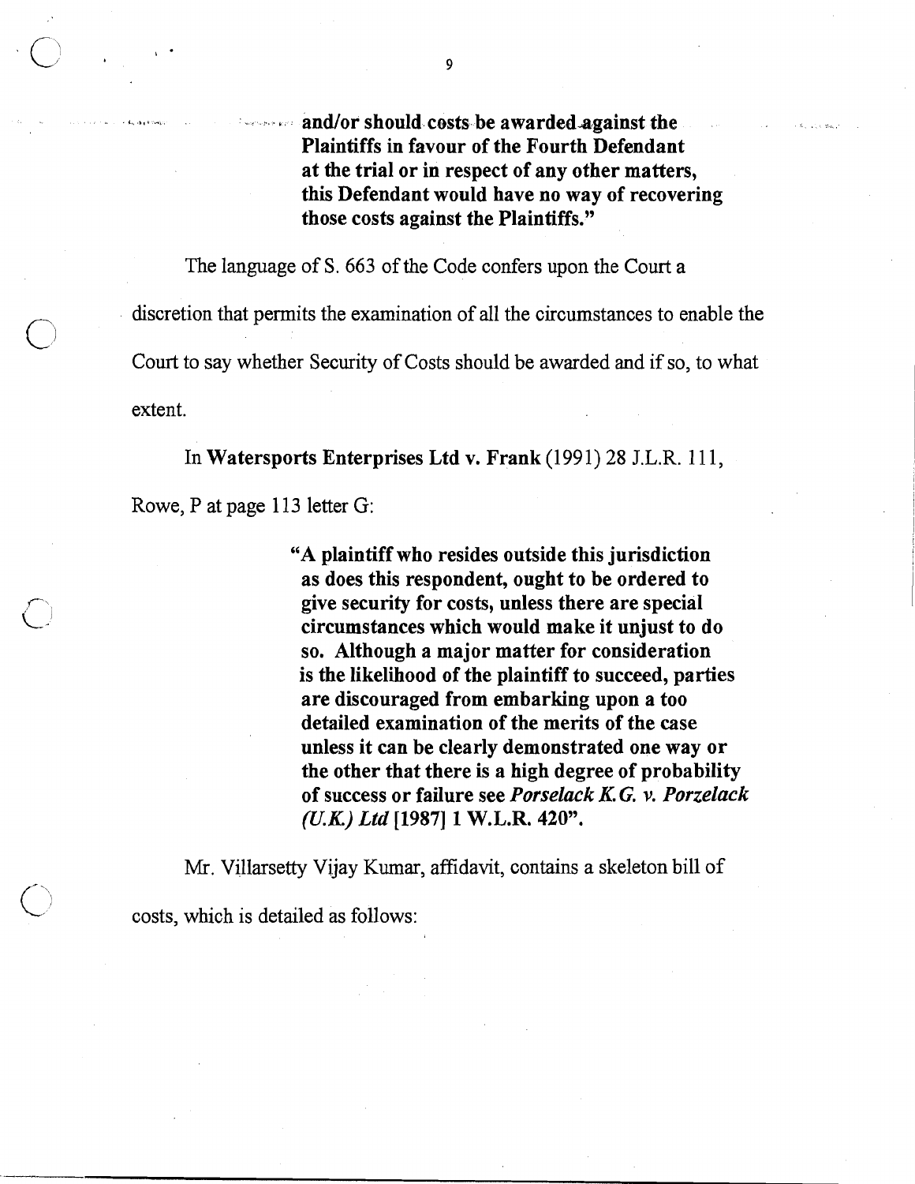> **and/or should costs be awarded against the Plaintiffs in favour of the Fourth Defendant at the trial or in respect of any other matters, this Defendant would have no way of recovering those costs against the Plaintiffs."**

The language of S. 663 of the Code confers upon the Court a discretion that permits the examination of all the circumstances to enable the Court to say whether Security of Costs should be awarded and if so, to what extent.

In **Watersports Enterprises Ltd v. Frank** (1991) 28 J.L.R. 111, Rowe, P at page 113 letter G:

> **"A plaintiff who resides outside this jurisdiction as does this respondent, ought to be ordered to give security for costs, unless there are special circumstances which would make it unjust to do so. Although a major matter for consideration is the likelihood of the plaintiff to succeed, parties are discouraged from embarking upon a too detailed examination of the merits of the case unless it can be clearly demonstrated one way or the other that there is a high degree of probability of success or failure see *Porselack K.G. v. Porzelack (U.K.) Ltd* [1987] 1 W.L.R. 420".**

Mr. Villarsetty Vijay Kumar, affidavit, contains a skeleton bill of costs, which is detailed as follows: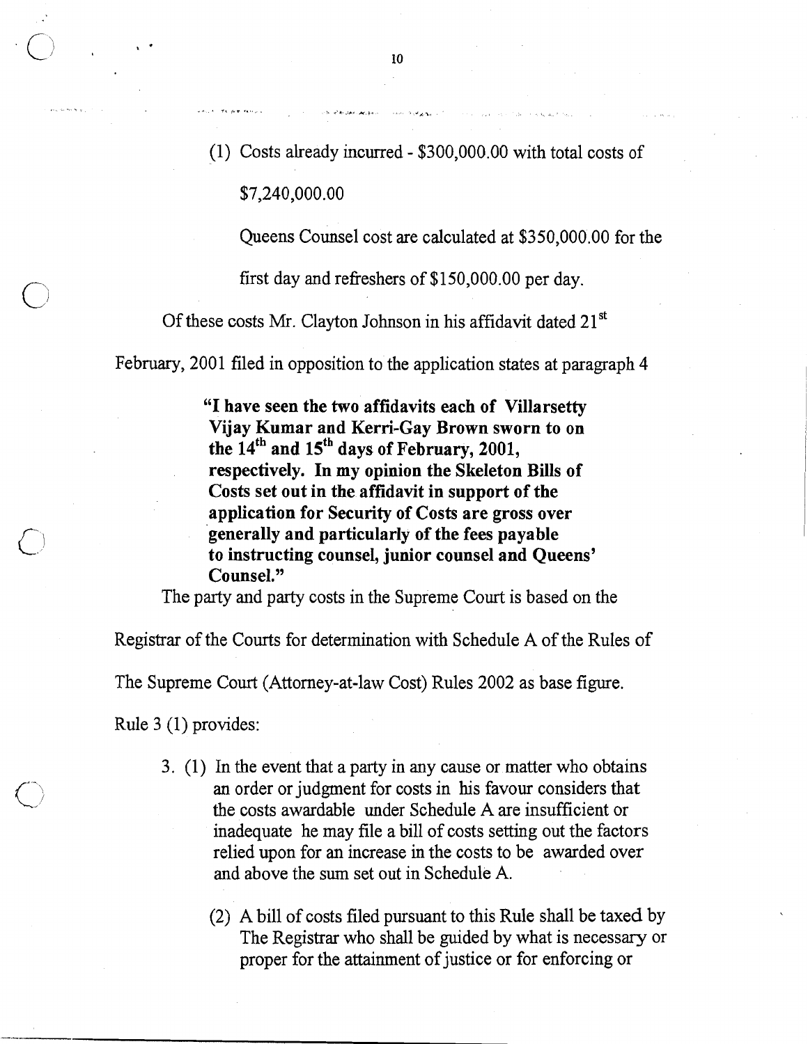(1) Costs already incurred - $300,000.00 with total costs of

$7,240,000.00

Queens Counsel cost are calculated at $350,000.00 for the first day and refreshers of $150,000.00 per day.

Of these costs Mr. Clayton Johnson in his affidavit dated 21st February, 2001 filed in opposition to the application states at paragraph 4

> **"I have seen the two affidavits each of Villarsetty Vijay Kumar and Kerri-Gay Brown sworn to on the 14th and 15th days of February, 2001, respectively. In my opinion the Skeleton Bills of Costs set out in the affidavit in support of the application for Security of Costs are gross over generally and particularly of the fees payable to instructing counsel, junior counsel and Queens' Counsel."**

The party and party costs in the Supreme Court is based on the Registrar of the Courts for determination with Schedule A of the Rules of The Supreme Court (Attorney-at-law Cost) Rules 2002 as base figure.

Rule 3 (1) provides:

> 3. (1) In the event that a party in any cause or matter who obtains an order or judgment for costs in his favour considers that the costs awardable under Schedule A are insufficient or inadequate he may file a bill of costs setting out the factors relied upon for an increase in the costs to be awarded over and above the sum set out in Schedule A.
>
> (2) A bill of costs filed pursuant to this Rule shall be taxed by The Registrar who shall be guided by what is necessary or proper for the attainment of justice or for enforcing or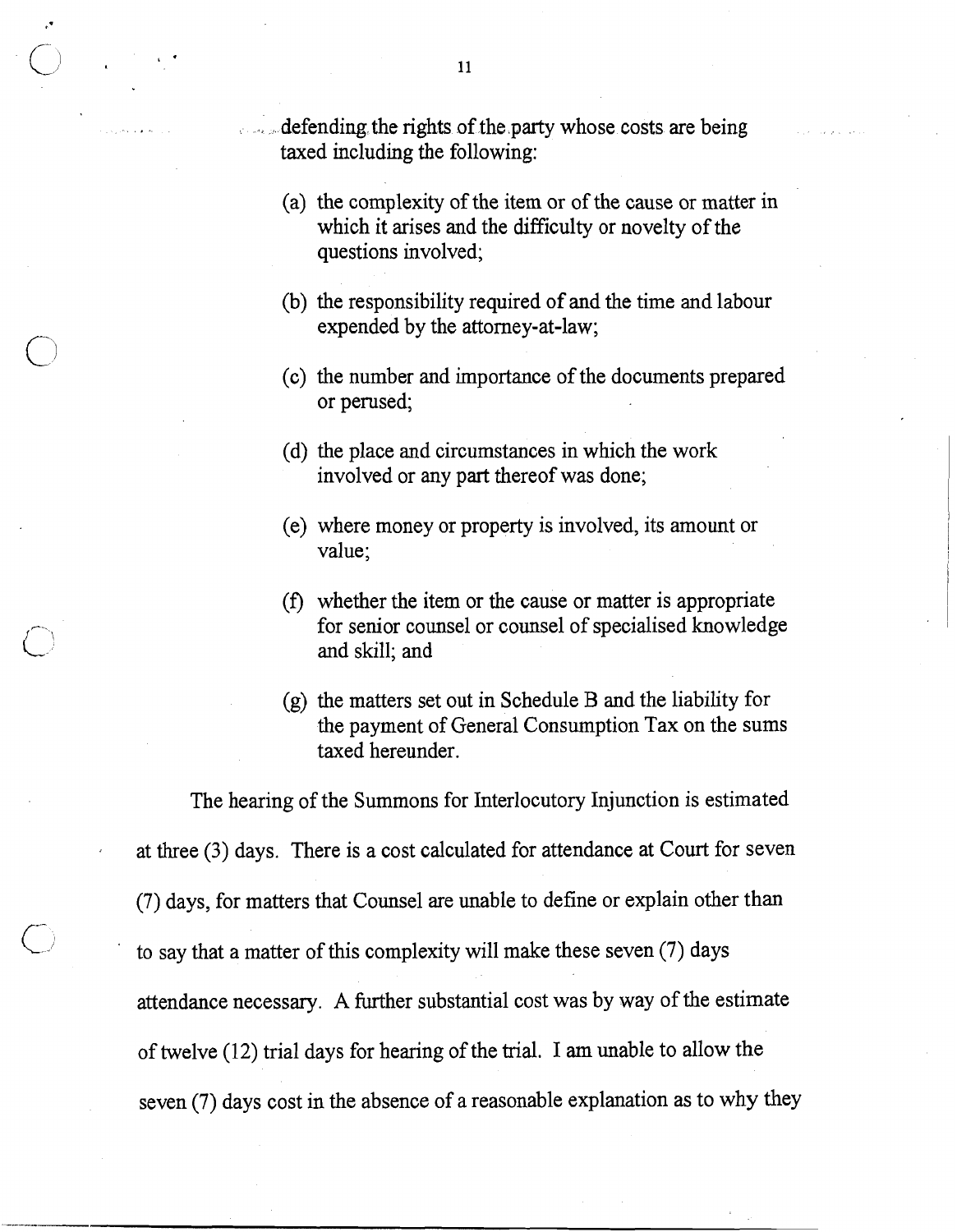defending the rights of the party whose costs are being taxed including the following:

(a) the complexity of the item or of the cause or matter in which it arises and the difficulty or novelty of the questions involved;

(b) the responsibility required of and the time and labour expended by the attorney-at-law;

(c) the number and importance of the documents prepared or perused;

(d) the place and circumstances in which the work involved or any part thereof was done;

(e) where money or property is involved, its amount or value;

(f) whether the item or the cause or matter is appropriate for senior counsel or counsel of specialised knowledge and skill; and

(g) the matters set out in Schedule B and the liability for the payment of General Consumption Tax on the sums taxed hereunder.

The hearing of the Summons for Interlocutory Injunction is estimated at three (3) days. There is a cost calculated for attendance at Court for seven (7) days, for matters that Counsel are unable to define or explain other than to say that a matter of this complexity will make these seven (7) days attendance necessary. A further substantial cost was by way of the estimate of twelve (12) trial days for hearing of the trial. I am unable to allow the seven (7) days cost in the absence of a reasonable explanation as to why they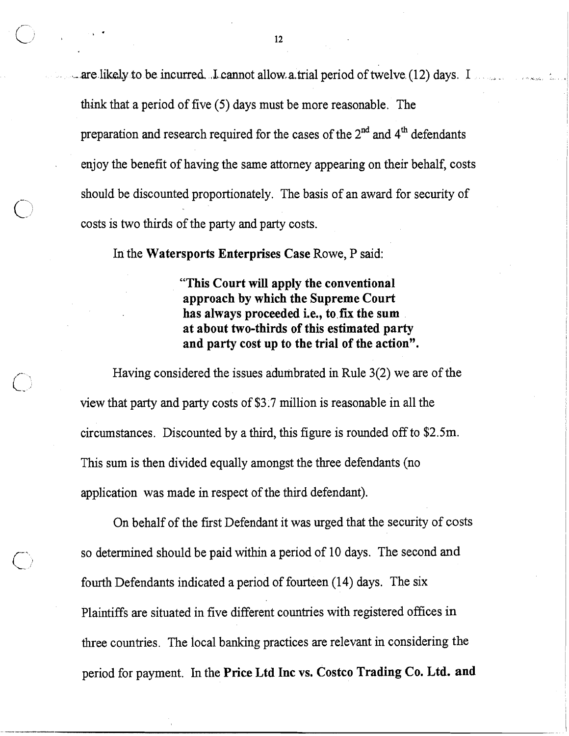are likely to be incurred. I cannot allow a trial period of twelve (12) days. I think that a period of five (5) days must be more reasonable. The preparation and research required for the cases of the 2nd and 4th defendants enjoy the benefit of having the same attorney appearing on their behalf, costs should be discounted proportionately. The basis of an award for security of costs is two thirds of the party and party costs.

In the **Watersports Enterprises Case** Rowe, P said:

> **"This Court will apply the conventional approach by which the Supreme Court has always proceeded i.e., to fix the sum at about two-thirds of this estimated party and party cost up to the trial of the action".**

Having considered the issues adumbrated in Rule 3(2) we are of the view that party and party costs of $3.7 million is reasonable in all the circumstances. Discounted by a third, this figure is rounded off to $2.5m. This sum is then divided equally amongst the three defendants (no application was made in respect of the third defendant).

On behalf of the first Defendant it was urged that the security of costs so determined should be paid within a period of 10 days. The second and fourth Defendants indicated a period of fourteen (14) days. The six Plaintiffs are situated in five different countries with registered offices in three countries. The local banking practices are relevant in considering the period for payment. In the **Price Ltd Inc vs. Costco Trading Co. Ltd. and**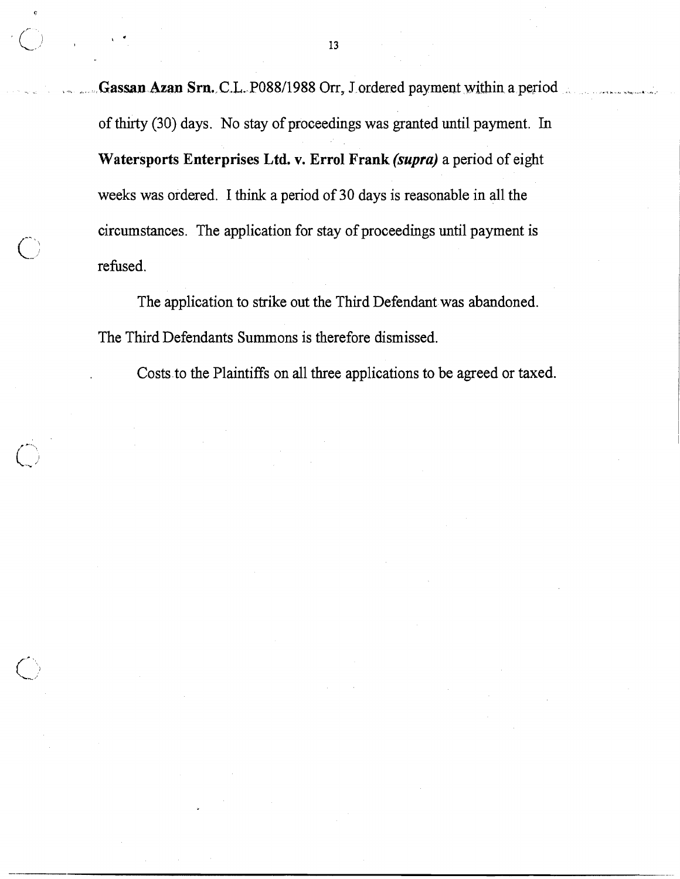**Gassan Azan Srn.** C.L. P088/1988 Orr, J ordered payment within a period of thirty (30) days. No stay of proceedings was granted until payment. In **Watersports Enterprises Ltd. v. Errol Frank *(supra)*** a period of eight weeks was ordered. I think a period of 30 days is reasonable in all the circumstances. The application for stay of proceedings until payment is refused.

The application to strike out the Third Defendant was abandoned. The Third Defendants Summons is therefore dismissed.

Costs to the Plaintiffs on all three applications to be agreed or taxed.